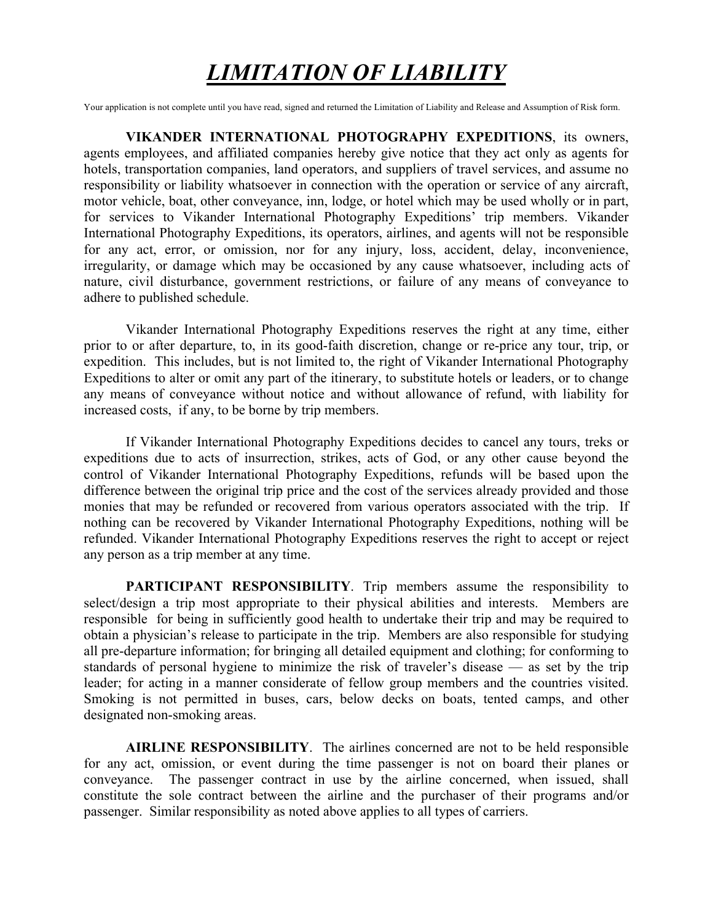# ***LIMITATION OF LIABILITY***

Your application is not complete until you have read, signed and returned the Limitation of Liability and Release and Assumption of Risk form.

**VIKANDER INTERNATIONAL PHOTOGRAPHY EXPEDITIONS**, its owners, agents employees, and affiliated companies hereby give notice that they act only as agents for hotels, transportation companies, land operators, and suppliers of travel services, and assume no responsibility or liability whatsoever in connection with the operation or service of any aircraft, motor vehicle, boat, other conveyance, inn, lodge, or hotel which may be used wholly or in part, for services to Vikander International Photography Expeditions' trip members. Vikander International Photography Expeditions, its operators, airlines, and agents will not be responsible for any act, error, or omission, nor for any injury, loss, accident, delay, inconvenience, irregularity, or damage which may be occasioned by any cause whatsoever, including acts of nature, civil disturbance, government restrictions, or failure of any means of conveyance to adhere to published schedule.

Vikander International Photography Expeditions reserves the right at any time, either prior to or after departure, to, in its good-faith discretion, change or re-price any tour, trip, or expedition. This includes, but is not limited to, the right of Vikander International Photography Expeditions to alter or omit any part of the itinerary, to substitute hotels or leaders, or to change any means of conveyance without notice and without allowance of refund, with liability for increased costs, if any, to be borne by trip members.

If Vikander International Photography Expeditions decides to cancel any tours, treks or expeditions due to acts of insurrection, strikes, acts of God, or any other cause beyond the control of Vikander International Photography Expeditions, refunds will be based upon the difference between the original trip price and the cost of the services already provided and those monies that may be refunded or recovered from various operators associated with the trip. If nothing can be recovered by Vikander International Photography Expeditions, nothing will be refunded. Vikander International Photography Expeditions reserves the right to accept or reject any person as a trip member at any time.

**PARTICIPANT RESPONSIBILITY**. Trip members assume the responsibility to select/design a trip most appropriate to their physical abilities and interests. Members are responsible for being in sufficiently good health to undertake their trip and may be required to obtain a physician's release to participate in the trip. Members are also responsible for studying all pre-departure information; for bringing all detailed equipment and clothing; for conforming to standards of personal hygiene to minimize the risk of traveler's disease — as set by the trip leader; for acting in a manner considerate of fellow group members and the countries visited. Smoking is not permitted in buses, cars, below decks on boats, tented camps, and other designated non-smoking areas.

**AIRLINE RESPONSIBILITY**. The airlines concerned are not to be held responsible for any act, omission, or event during the time passenger is not on board their planes or conveyance. The passenger contract in use by the airline concerned, when issued, shall constitute the sole contract between the airline and the purchaser of their programs and/or passenger. Similar responsibility as noted above applies to all types of carriers.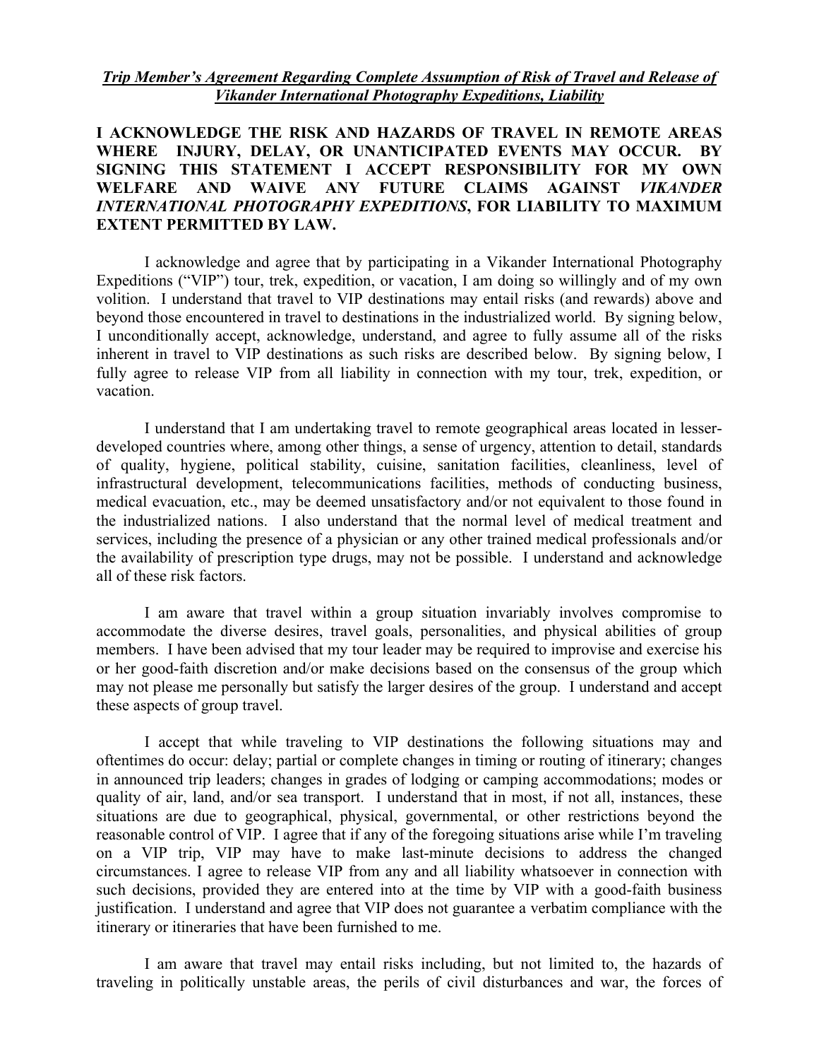***Trip Member's Agreement Regarding Complete Assumption of Risk of Travel and Release of Vikander International Photography Expeditions, Liability***

**I ACKNOWLEDGE THE RISK AND HAZARDS OF TRAVEL IN REMOTE AREAS WHERE INJURY, DELAY, OR UNANTICIPATED EVENTS MAY OCCUR. BY SIGNING THIS STATEMENT I ACCEPT RESPONSIBILITY FOR MY OWN WELFARE AND WAIVE ANY FUTURE CLAIMS AGAINST *VIKANDER INTERNATIONAL PHOTOGRAPHY EXPEDITIONS*, FOR LIABILITY TO MAXIMUM EXTENT PERMITTED BY LAW.**

I acknowledge and agree that by participating in a Vikander International Photography Expeditions ("VIP") tour, trek, expedition, or vacation, I am doing so willingly and of my own volition. I understand that travel to VIP destinations may entail risks (and rewards) above and beyond those encountered in travel to destinations in the industrialized world. By signing below, I unconditionally accept, acknowledge, understand, and agree to fully assume all of the risks inherent in travel to VIP destinations as such risks are described below. By signing below, I fully agree to release VIP from all liability in connection with my tour, trek, expedition, or vacation.

I understand that I am undertaking travel to remote geographical areas located in lesser-developed countries where, among other things, a sense of urgency, attention to detail, standards of quality, hygiene, political stability, cuisine, sanitation facilities, cleanliness, level of infrastructural development, telecommunications facilities, methods of conducting business, medical evacuation, etc., may be deemed unsatisfactory and/or not equivalent to those found in the industrialized nations. I also understand that the normal level of medical treatment and services, including the presence of a physician or any other trained medical professionals and/or the availability of prescription type drugs, may not be possible. I understand and acknowledge all of these risk factors.

I am aware that travel within a group situation invariably involves compromise to accommodate the diverse desires, travel goals, personalities, and physical abilities of group members. I have been advised that my tour leader may be required to improvise and exercise his or her good-faith discretion and/or make decisions based on the consensus of the group which may not please me personally but satisfy the larger desires of the group. I understand and accept these aspects of group travel.

I accept that while traveling to VIP destinations the following situations may and oftentimes do occur: delay; partial or complete changes in timing or routing of itinerary; changes in announced trip leaders; changes in grades of lodging or camping accommodations; modes or quality of air, land, and/or sea transport. I understand that in most, if not all, instances, these situations are due to geographical, physical, governmental, or other restrictions beyond the reasonable control of VIP. I agree that if any of the foregoing situations arise while I'm traveling on a VIP trip, VIP may have to make last-minute decisions to address the changed circumstances. I agree to release VIP from any and all liability whatsoever in connection with such decisions, provided they are entered into at the time by VIP with a good-faith business justification. I understand and agree that VIP does not guarantee a verbatim compliance with the itinerary or itineraries that have been furnished to me.

I am aware that travel may entail risks including, but not limited to, the hazards of traveling in politically unstable areas, the perils of civil disturbances and war, the forces of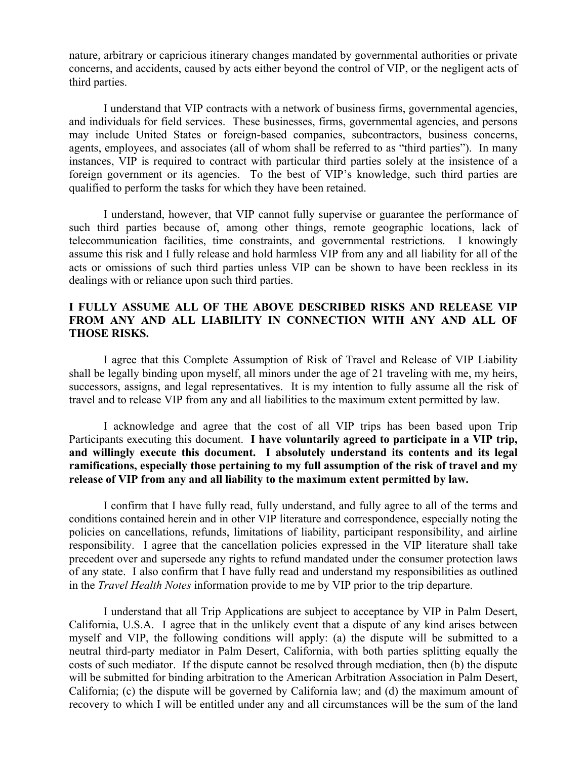nature, arbitrary or capricious itinerary changes mandated by governmental authorities or private concerns, and accidents, caused by acts either beyond the control of VIP, or the negligent acts of third parties.

I understand that VIP contracts with a network of business firms, governmental agencies, and individuals for field services. These businesses, firms, governmental agencies, and persons may include United States or foreign-based companies, subcontractors, business concerns, agents, employees, and associates (all of whom shall be referred to as "third parties"). In many instances, VIP is required to contract with particular third parties solely at the insistence of a foreign government or its agencies. To the best of VIP's knowledge, such third parties are qualified to perform the tasks for which they have been retained.

I understand, however, that VIP cannot fully supervise or guarantee the performance of such third parties because of, among other things, remote geographic locations, lack of telecommunication facilities, time constraints, and governmental restrictions. I knowingly assume this risk and I fully release and hold harmless VIP from any and all liability for all of the acts or omissions of such third parties unless VIP can be shown to have been reckless in its dealings with or reliance upon such third parties.

**I FULLY ASSUME ALL OF THE ABOVE DESCRIBED RISKS AND RELEASE VIP FROM ANY AND ALL LIABILITY IN CONNECTION WITH ANY AND ALL OF THOSE RISKS.**

I agree that this Complete Assumption of Risk of Travel and Release of VIP Liability shall be legally binding upon myself, all minors under the age of 21 traveling with me, my heirs, successors, assigns, and legal representatives. It is my intention to fully assume all the risk of travel and to release VIP from any and all liabilities to the maximum extent permitted by law.

I acknowledge and agree that the cost of all VIP trips has been based upon Trip Participants executing this document. **I have voluntarily agreed to participate in a VIP trip, and willingly execute this document. I absolutely understand its contents and its legal ramifications, especially those pertaining to my full assumption of the risk of travel and my release of VIP from any and all liability to the maximum extent permitted by law.**

I confirm that I have fully read, fully understand, and fully agree to all of the terms and conditions contained herein and in other VIP literature and correspondence, especially noting the policies on cancellations, refunds, limitations of liability, participant responsibility, and airline responsibility. I agree that the cancellation policies expressed in the VIP literature shall take precedent over and supersede any rights to refund mandated under the consumer protection laws of any state. I also confirm that I have fully read and understand my responsibilities as outlined in the *Travel Health Notes* information provide to me by VIP prior to the trip departure.

I understand that all Trip Applications are subject to acceptance by VIP in Palm Desert, California, U.S.A. I agree that in the unlikely event that a dispute of any kind arises between myself and VIP, the following conditions will apply: (a) the dispute will be submitted to a neutral third-party mediator in Palm Desert, California, with both parties splitting equally the costs of such mediator. If the dispute cannot be resolved through mediation, then (b) the dispute will be submitted for binding arbitration to the American Arbitration Association in Palm Desert, California; (c) the dispute will be governed by California law; and (d) the maximum amount of recovery to which I will be entitled under any and all circumstances will be the sum of the land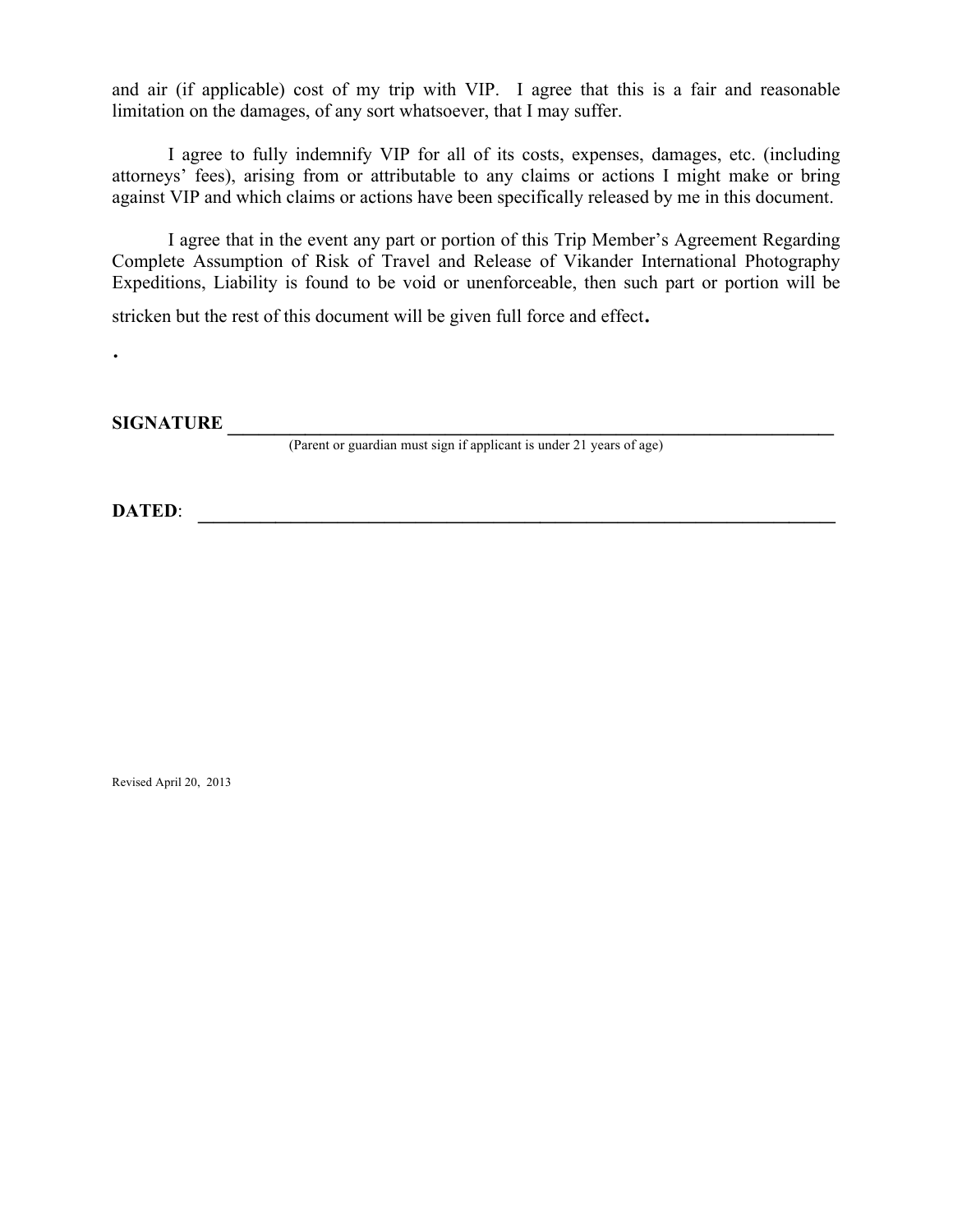and air (if applicable) cost of my trip with VIP. I agree that this is a fair and reasonable limitation on the damages, of any sort whatsoever, that I may suffer.

I agree to fully indemnify VIP for all of its costs, expenses, damages, etc. (including attorneys' fees), arising from or attributable to any claims or actions I might make or bring against VIP and which claims or actions have been specifically released by me in this document.

I agree that in the event any part or portion of this Trip Member's Agreement Regarding Complete Assumption of Risk of Travel and Release of Vikander International Photography Expeditions, Liability is found to be void or unenforceable, then such part or portion will be stricken but the rest of this document will be given full force and effect.

.

**SIGNATURE** ________________________________________________________________

(Parent or guardian must sign if applicant is under 21 years of age)

**DATED**: ________________________________________________________________

Revised April 20, 2013